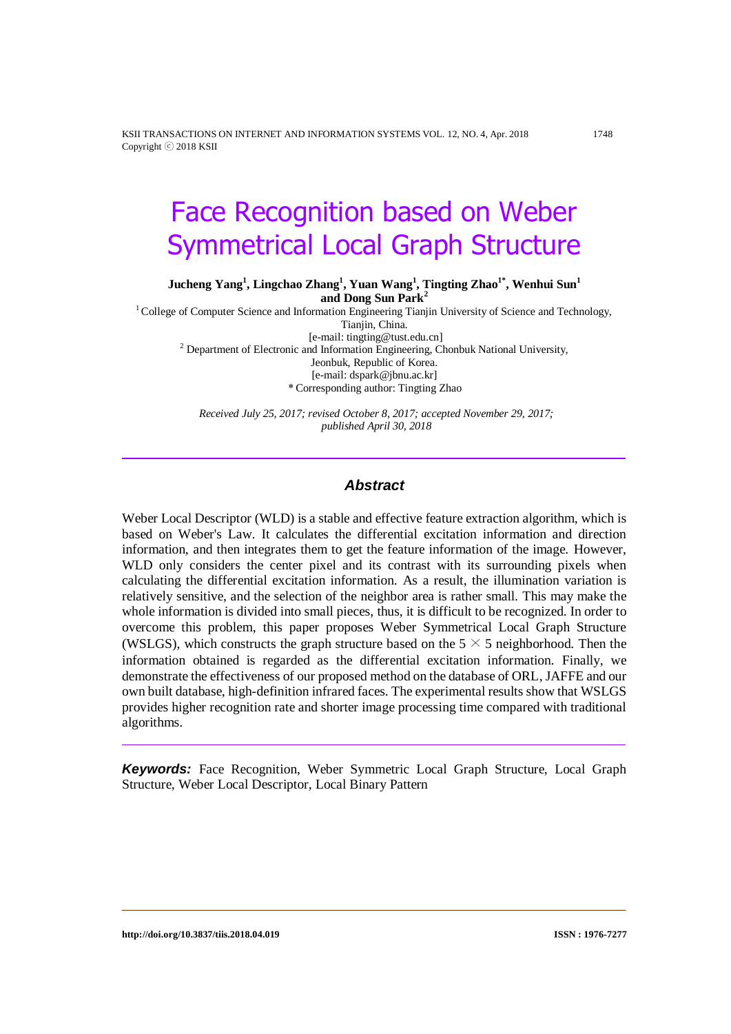# Face Recognition based on Weber Symmetrical Local Graph Structure

**Jucheng Yang[1], Lingchao Zhang[1], Yuan Wang[1], Tingting Zhao[1*], Wenhui Sun[1] and Dong Sun Park[2]**

[1] College of Computer Science and Information Engineering Tianjin University of Science and Technology, Tianjin, China.
[e-mail: tingting@tust.edu.cn]
[2] Department of Electronic and Information Engineering, Chonbuk National University, Jeonbuk, Republic of Korea.
[e-mail: dspark@jbnu.ac.kr]
* Corresponding author: Tingting Zhao

*Received July 25, 2017; revised October 8, 2017; accepted November 29, 2017; published April 30, 2018*

## Abstract

Weber Local Descriptor (WLD) is a stable and effective feature extraction algorithm, which is based on Weber's Law. It calculates the differential excitation information and direction information, and then integrates them to get the feature information of the image. However, WLD only considers the center pixel and its contrast with its surrounding pixels when calculating the differential excitation information. As a result, the illumination variation is relatively sensitive, and the selection of the neighbor area is rather small. This may make the whole information is divided into small pieces, thus, it is difficult to be recognized. In order to overcome this problem, this paper proposes Weber Symmetrical Local Graph Structure (WSLGS), which constructs the graph structure based on the $5 \times 5$ neighborhood. Then the information obtained is regarded as the differential excitation information. Finally, we demonstrate the effectiveness of our proposed method on the database of ORL, JAFFE and our own built database, high-definition infrared faces. The experimental results show that WSLGS provides higher recognition rate and shorter image processing time compared with traditional algorithms.

***Keywords:*** Face Recognition, Weber Symmetric Local Graph Structure, Local Graph Structure, Weber Local Descriptor, Local Binary Pattern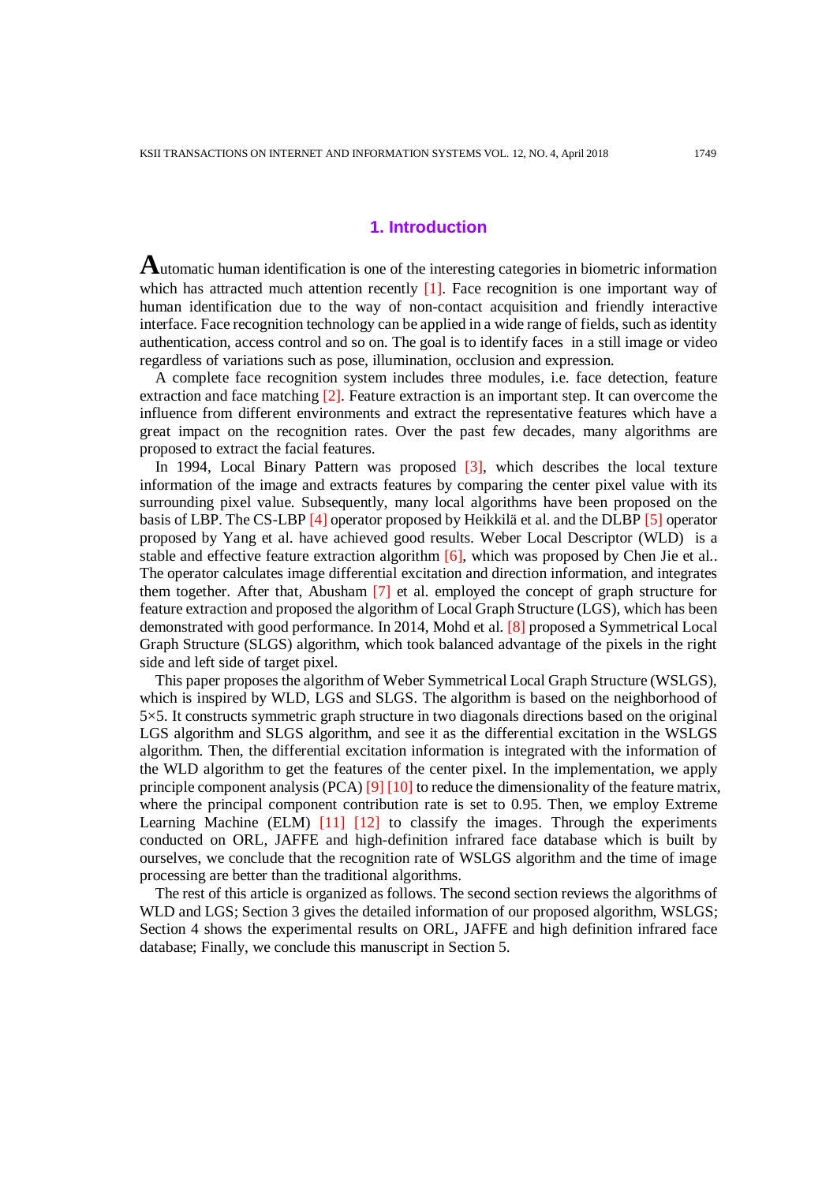## 1. Introduction

Automatic human identification is one of the interesting categories in biometric information which has attracted much attention recently [1]. Face recognition is one important way of human identification due to the way of non-contact acquisition and friendly interactive interface. Face recognition technology can be applied in a wide range of fields, such as identity authentication, access control and so on. The goal is to identify faces in a still image or video regardless of variations such as pose, illumination, occlusion and expression.

A complete face recognition system includes three modules, i.e. face detection, feature extraction and face matching [2]. Feature extraction is an important step. It can overcome the influence from different environments and extract the representative features which have a great impact on the recognition rates. Over the past few decades, many algorithms are proposed to extract the facial features.

In 1994, Local Binary Pattern was proposed [3], which describes the local texture information of the image and extracts features by comparing the center pixel value with its surrounding pixel value. Subsequently, many local algorithms have been proposed on the basis of LBP. The CS-LBP [4] operator proposed by Heikkilä et al. and the DLBP [5] operator proposed by Yang et al. have achieved good results. Weber Local Descriptor (WLD) is a stable and effective feature extraction algorithm [6], which was proposed by Chen Jie et al.. The operator calculates image differential excitation and direction information, and integrates them together. After that, Abusham [7] et al. employed the concept of graph structure for feature extraction and proposed the algorithm of Local Graph Structure (LGS), which has been demonstrated with good performance. In 2014, Mohd et al. [8] proposed a Symmetrical Local Graph Structure (SLGS) algorithm, which took balanced advantage of the pixels in the right side and left side of target pixel.

This paper proposes the algorithm of Weber Symmetrical Local Graph Structure (WSLGS), which is inspired by WLD, LGS and SLGS. The algorithm is based on the neighborhood of 5×5. It constructs symmetric graph structure in two diagonals directions based on the original LGS algorithm and SLGS algorithm, and see it as the differential excitation in the WSLGS algorithm. Then, the differential excitation information is integrated with the information of the WLD algorithm to get the features of the center pixel. In the implementation, we apply principle component analysis (PCA) [9] [10] to reduce the dimensionality of the feature matrix, where the principal component contribution rate is set to 0.95. Then, we employ Extreme Learning Machine (ELM) [11] [12] to classify the images. Through the experiments conducted on ORL, JAFFE and high-definition infrared face database which is built by ourselves, we conclude that the recognition rate of WSLGS algorithm and the time of image processing are better than the traditional algorithms.

The rest of this article is organized as follows. The second section reviews the algorithms of WLD and LGS; Section 3 gives the detailed information of our proposed algorithm, WSLGS; Section 4 shows the experimental results on ORL, JAFFE and high definition infrared face database; Finally, we conclude this manuscript in Section 5.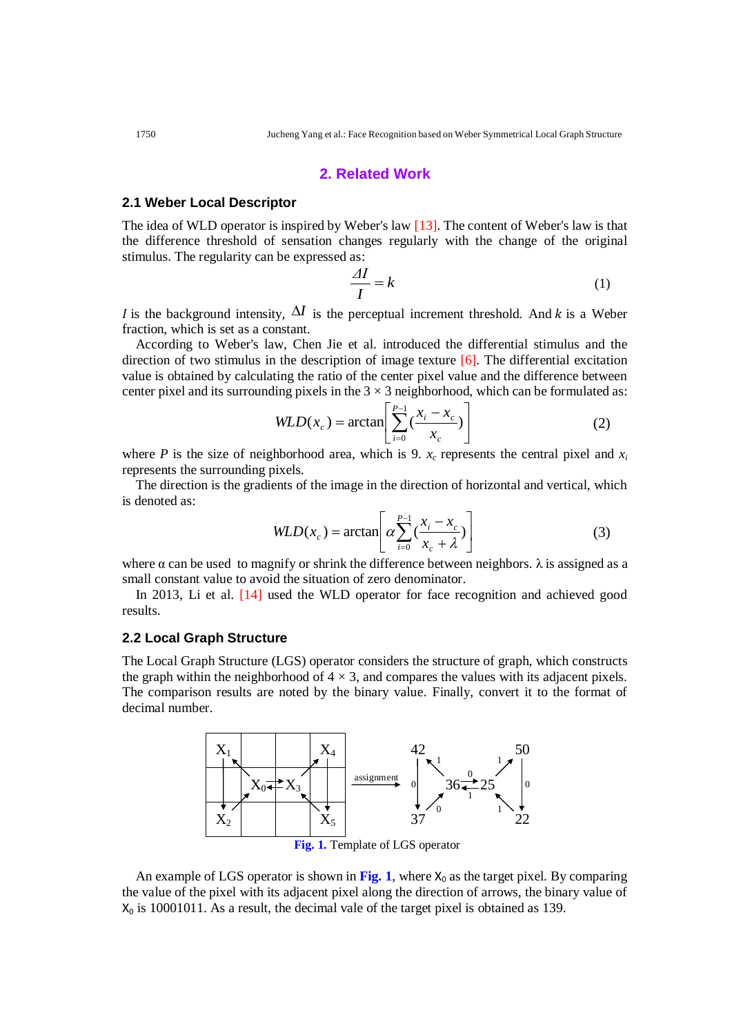## 2. Related Work

### 2.1 Weber Local Descriptor

The idea of WLD operator is inspired by Weber's law [13]. The content of Weber's law is that the difference threshold of sensation changes regularly with the change of the original stimulus. The regularity can be expressed as:

$$\frac{\Delta I}{I} = k \tag{1}$$

$I$ is the background intensity, $\Delta I$ is the perceptual increment threshold. And $k$ is a Weber fraction, which is set as a constant.

According to Weber's law, Chen Jie et al. introduced the differential stimulus and the direction of two stimulus in the description of image texture [6]. The differential excitation value is obtained by calculating the ratio of the center pixel value and the difference between center pixel and its surrounding pixels in the 3 × 3 neighborhood, which can be formulated as:

$$WLD(x_c) = \arctan\left[\sum_{i=0}^{P-1}\left(\frac{x_i - x_c}{x_c}\right)\right] \tag{2}$$

where $P$ is the size of neighborhood area, which is 9. $x_c$ represents the central pixel and $x_i$ represents the surrounding pixels.

The direction is the gradients of the image in the direction of horizontal and vertical, which is denoted as:

$$WLD(x_c) = \arctan\left[\alpha\sum_{i=0}^{P-1}\left(\frac{x_i - x_c}{x_c + \lambda}\right)\right] \tag{3}$$

where $\alpha$ can be used to magnify or shrink the difference between neighbors. $\lambda$ is assigned as a small constant value to avoid the situation of zero denominator.

In 2013, Li et al. [14] used the WLD operator for face recognition and achieved good results.

### 2.2 Local Graph Structure

The Local Graph Structure (LGS) operator considers the structure of graph, which constructs the graph within the neighborhood of 4 × 3, and compares the values with its adjacent pixels. The comparison results are noted by the binary value. Finally, convert it to the format of decimal number.

**Fig. 1.** Template of LGS operator

An example of LGS operator is shown in **Fig. 1**, where $X_0$ as the target pixel. By comparing the value of the pixel with its adjacent pixel along the direction of arrows, the binary value of $X_0$ is 10001011. As a result, the decimal vale of the target pixel is obtained as 139.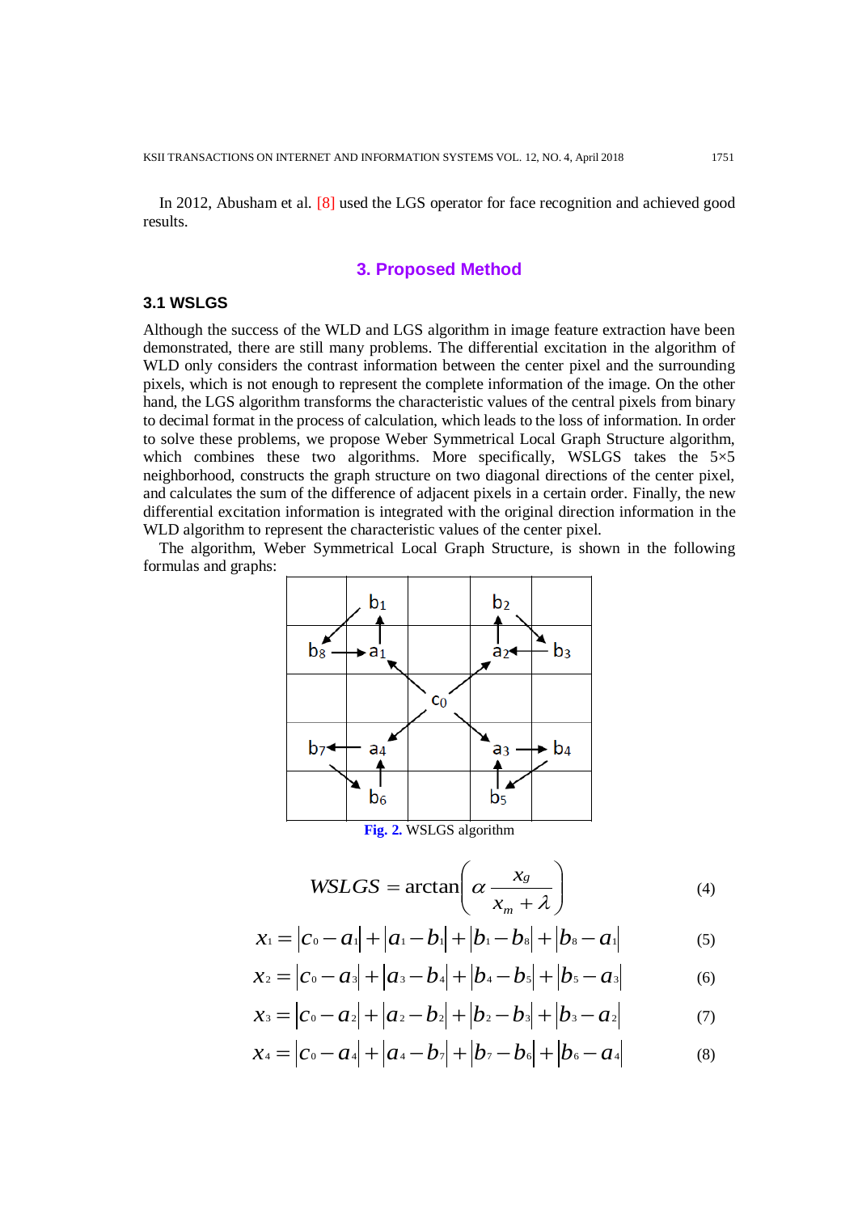In 2012, Abusham et al. [8] used the LGS operator for face recognition and achieved good results.

## 3. Proposed Method

### 3.1 WSLGS

Although the success of the WLD and LGS algorithm in image feature extraction have been demonstrated, there are still many problems. The differential excitation in the algorithm of WLD only considers the contrast information between the center pixel and the surrounding pixels, which is not enough to represent the complete information of the image. On the other hand, the LGS algorithm transforms the characteristic values of the central pixels from binary to decimal format in the process of calculation, which leads to the loss of information. In order to solve these problems, we propose Weber Symmetrical Local Graph Structure algorithm, which combines these two algorithms. More specifically, WSLGS takes the 5×5 neighborhood, constructs the graph structure on two diagonal directions of the center pixel, and calculates the sum of the difference of adjacent pixels in a certain order. Finally, the new differential excitation information is integrated with the original direction information in the WLD algorithm to represent the characteristic values of the center pixel.

The algorithm, Weber Symmetrical Local Graph Structure, is shown in the following formulas and graphs:

Fig. 2. WSLGS algorithm

$$WSLGS = \arctan\left(\alpha \frac{x_g}{x_m + \lambda}\right) \tag{4}$$

$$x_1 = |c_0 - a_1| + |a_1 - b_1| + |b_1 - b_8| + |b_8 - a_1| \tag{5}$$

$$x_2 = |c_0 - a_3| + |a_3 - b_4| + |b_4 - b_5| + |b_5 - a_3| \tag{6}$$

$$x_3 = |c_0 - a_2| + |a_2 - b_2| + |b_2 - b_3| + |b_3 - a_2| \tag{7}$$

$$x_4 = |c_0 - a_4| + |a_4 - b_7| + |b_7 - b_6| + |b_6 - a_4| \tag{8}$$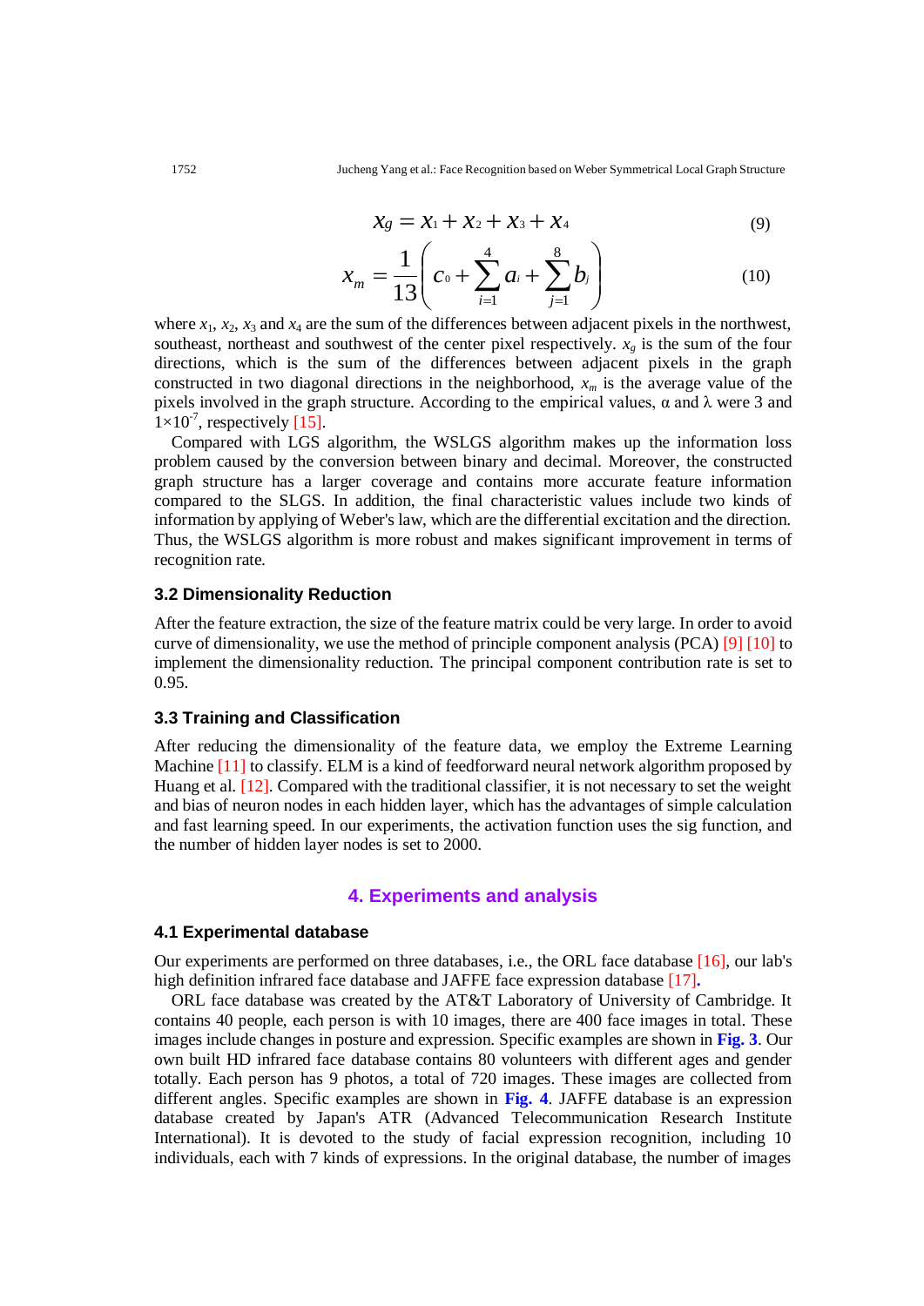$$x_g = x_1 + x_2 + x_3 + x_4 \tag{9}$$

$$x_m = \frac{1}{13}\left(c_0 + \sum_{i=1}^{4} a_i + \sum_{j=1}^{8} b_j\right) \tag{10}$$

where $x_1$, $x_2$, $x_3$ and $x_4$ are the sum of the differences between adjacent pixels in the northwest, southeast, northeast and southwest of the center pixel respectively. $x_g$ is the sum of the four directions, which is the sum of the differences between adjacent pixels in the graph constructed in two diagonal directions in the neighborhood, $x_m$ is the average value of the pixels involved in the graph structure. According to the empirical values, α and λ were 3 and $1\times10^{-7}$, respectively [15].

Compared with LGS algorithm, the WSLGS algorithm makes up the information loss problem caused by the conversion between binary and decimal. Moreover, the constructed graph structure has a larger coverage and contains more accurate feature information compared to the SLGS. In addition, the final characteristic values include two kinds of information by applying of Weber's law, which are the differential excitation and the direction. Thus, the WSLGS algorithm is more robust and makes significant improvement in terms of recognition rate.

### 3.2 Dimensionality Reduction

After the feature extraction, the size of the feature matrix could be very large. In order to avoid curve of dimensionality, we use the method of principle component analysis (PCA) [9] [10] to implement the dimensionality reduction. The principal component contribution rate is set to 0.95.

### 3.3 Training and Classification

After reducing the dimensionality of the feature data, we employ the Extreme Learning Machine [11] to classify. ELM is a kind of feedforward neural network algorithm proposed by Huang et al. [12]. Compared with the traditional classifier, it is not necessary to set the weight and bias of neuron nodes in each hidden layer, which has the advantages of simple calculation and fast learning speed. In our experiments, the activation function uses the sig function, and the number of hidden layer nodes is set to 2000.

## 4. Experiments and analysis

### 4.1 Experimental database

Our experiments are performed on three databases, i.e., the ORL face database [16], our lab's high definition infrared face database and JAFFE face expression database [17].

ORL face database was created by the AT&T Laboratory of University of Cambridge. It contains 40 people, each person is with 10 images, there are 400 face images in total. These images include changes in posture and expression. Specific examples are shown in **Fig. 3**. Our own built HD infrared face database contains 80 volunteers with different ages and gender totally. Each person has 9 photos, a total of 720 images. These images are collected from different angles. Specific examples are shown in **Fig. 4**. JAFFE database is an expression database created by Japan's ATR (Advanced Telecommunication Research Institute International). It is devoted to the study of facial expression recognition, including 10 individuals, each with 7 kinds of expressions. In the original database, the number of images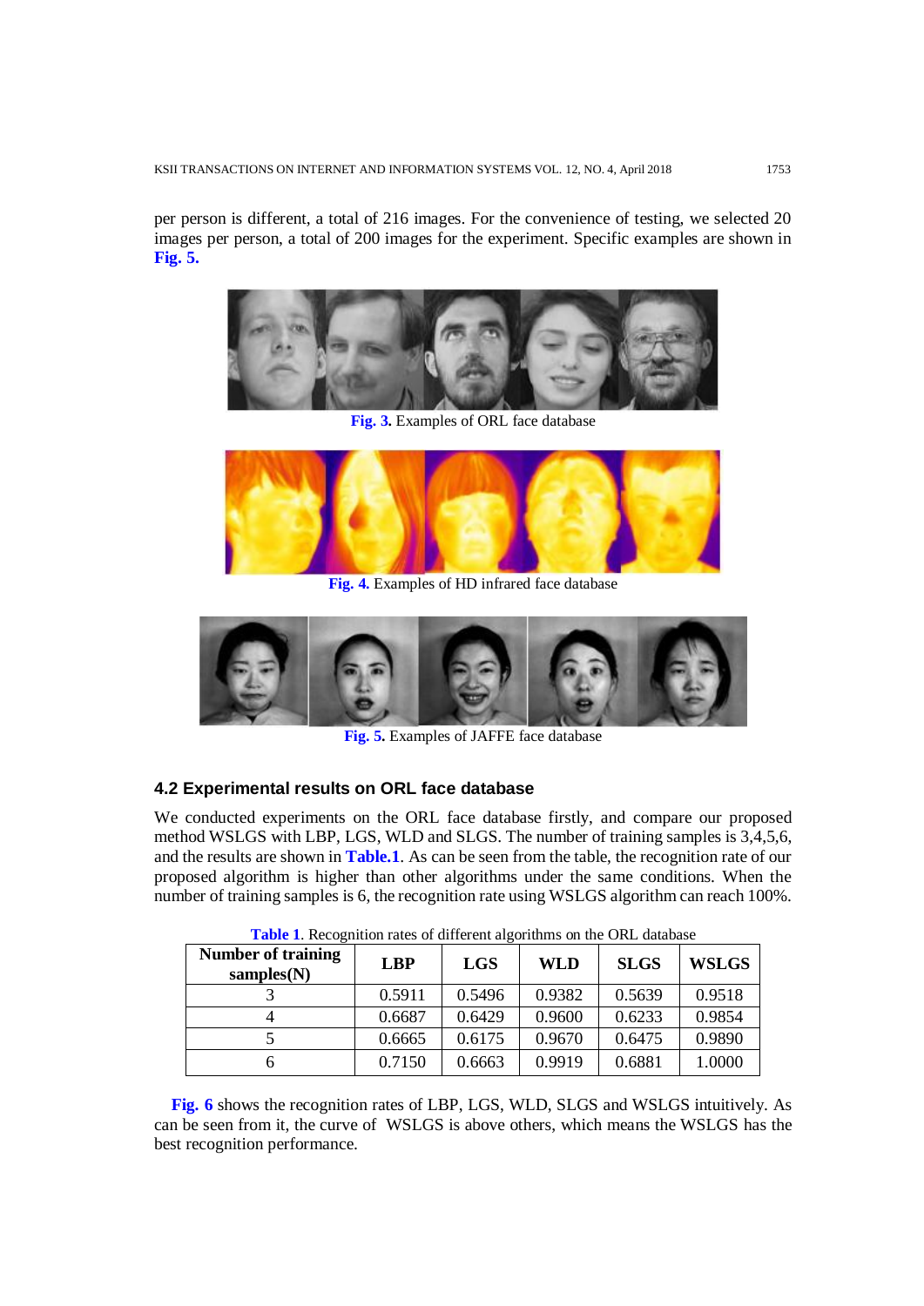per person is different, a total of 216 images. For the convenience of testing, we selected 20 images per person, a total of 200 images for the experiment. Specific examples are shown in **Fig. 5.**

**Fig. 3.** Examples of ORL face database

**Fig. 4.** Examples of HD infrared face database

**Fig. 5.** Examples of JAFFE face database

### 4.2 Experimental results on ORL face database

We conducted experiments on the ORL face database firstly, and compare our proposed method WSLGS with LBP, LGS, WLD and SLGS. The number of training samples is 3,4,5,6, and the results are shown in **Table.1**. As can be seen from the table, the recognition rate of our proposed algorithm is higher than other algorithms under the same conditions. When the number of training samples is 6, the recognition rate using WSLGS algorithm can reach 100%.

**Table 1**. Recognition rates of different algorithms on the ORL database

| Number of training samples(N) | LBP | LGS | WLD | SLGS | WSLGS |
|---|---|---|---|---|---|
| 3 | 0.5911 | 0.5496 | 0.9382 | 0.5639 | 0.9518 |
| 4 | 0.6687 | 0.6429 | 0.9600 | 0.6233 | 0.9854 |
| 5 | 0.6665 | 0.6175 | 0.9670 | 0.6475 | 0.9890 |
| 6 | 0.7150 | 0.6663 | 0.9919 | 0.6881 | 1.0000 |

**Fig. 6** shows the recognition rates of LBP, LGS, WLD, SLGS and WSLGS intuitively. As can be seen from it, the curve of WSLGS is above others, which means the WSLGS has the best recognition performance.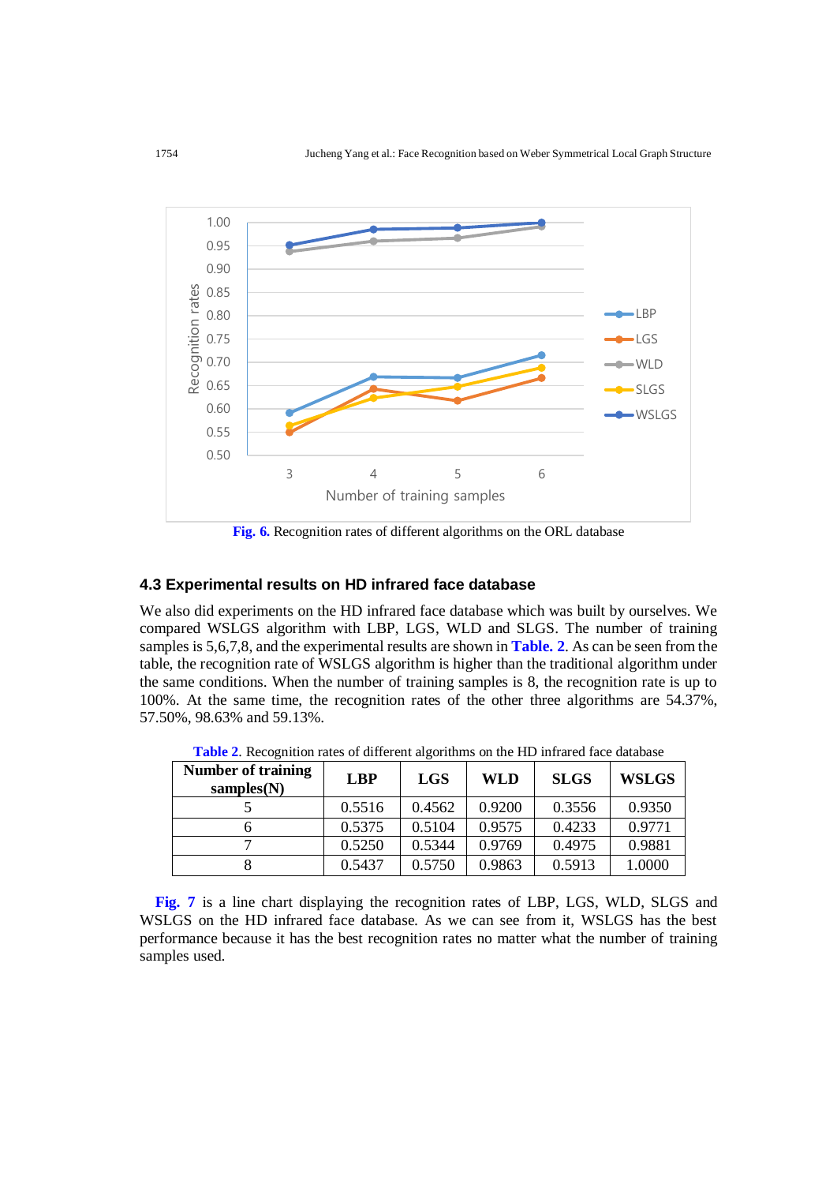Fig. 6. Recognition rates of different algorithms on the ORL database

### 4.3 Experimental results on HD infrared face database

We also did experiments on the HD infrared face database which was built by ourselves. We compared WSLGS algorithm with LBP, LGS, WLD and SLGS. The number of training samples is 5,6,7,8, and the experimental results are shown in Table. 2. As can be seen from the table, the recognition rate of WSLGS algorithm is higher than the traditional algorithm under the same conditions. When the number of training samples is 8, the recognition rate is up to 100%. At the same time, the recognition rates of the other three algorithms are 54.37%, 57.50%, 98.63% and 59.13%.

Table 2. Recognition rates of different algorithms on the HD infrared face database

| Number of training samples(N) | LBP | LGS | WLD | SLGS | WSLGS |
|---|---|---|---|---|---|
| 5 | 0.5516 | 0.4562 | 0.9200 | 0.3556 | 0.9350 |
| 6 | 0.5375 | 0.5104 | 0.9575 | 0.4233 | 0.9771 |
| 7 | 0.5250 | 0.5344 | 0.9769 | 0.4975 | 0.9881 |
| 8 | 0.5437 | 0.5750 | 0.9863 | 0.5913 | 1.0000 |

Fig. 7 is a line chart displaying the recognition rates of LBP, LGS, WLD, SLGS and WSLGS on the HD infrared face database. As we can see from it, WSLGS has the best performance because it has the best recognition rates no matter what the number of training samples used.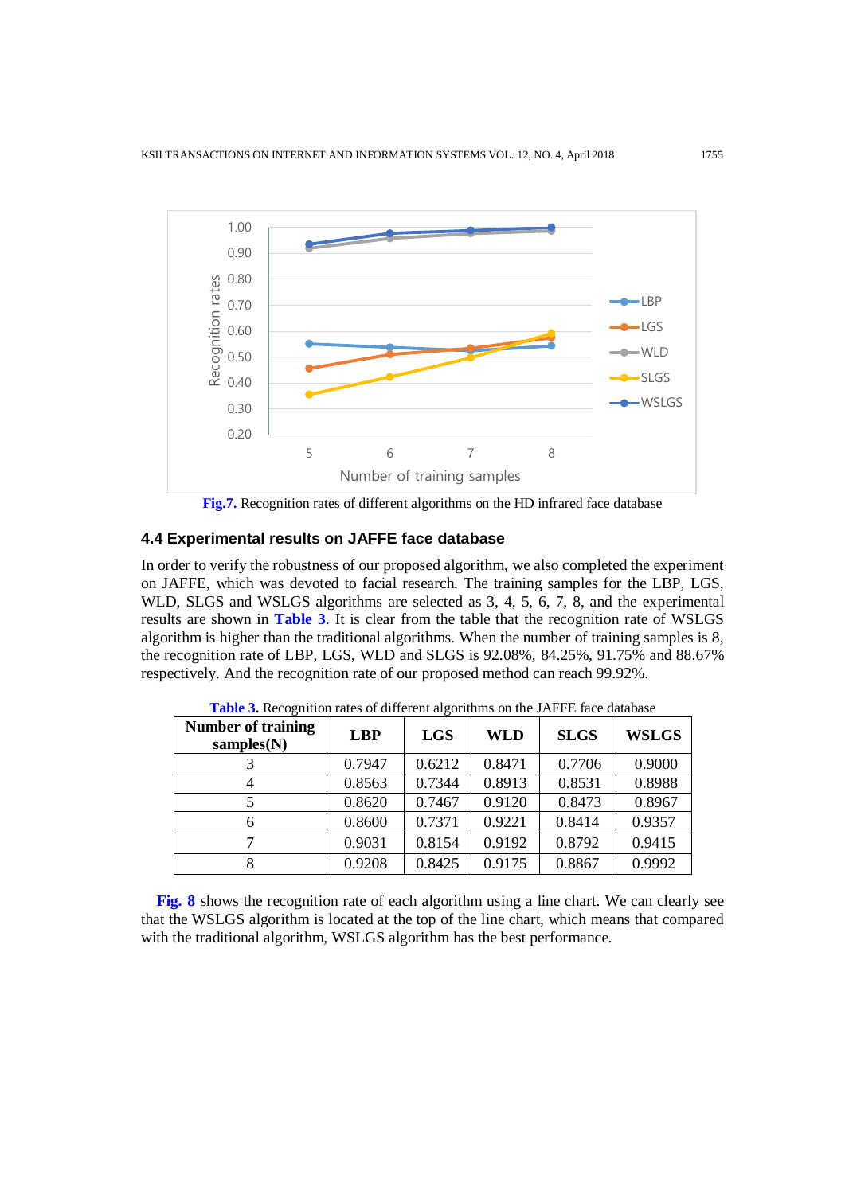Fig.7. Recognition rates of different algorithms on the HD infrared face database

### 4.4 Experimental results on JAFFE face database

In order to verify the robustness of our proposed algorithm, we also completed the experiment on JAFFE, which was devoted to facial research. The training samples for the LBP, LGS, WLD, SLGS and WSLGS algorithms are selected as 3, 4, 5, 6, 7, 8, and the experimental results are shown in **Table 3**. It is clear from the table that the recognition rate of WSLGS algorithm is higher than the traditional algorithms. When the number of training samples is 8, the recognition rate of LBP, LGS, WLD and SLGS is 92.08%, 84.25%, 91.75% and 88.67% respectively. And the recognition rate of our proposed method can reach 99.92%.

**Table 3.** Recognition rates of different algorithms on the JAFFE face database

| Number of training samples(N) | LBP | LGS | WLD | SLGS | WSLGS |
|---|---|---|---|---|---|
| 3 | 0.7947 | 0.6212 | 0.8471 | 0.7706 | 0.9000 |
| 4 | 0.8563 | 0.7344 | 0.8913 | 0.8531 | 0.8988 |
| 5 | 0.8620 | 0.7467 | 0.9120 | 0.8473 | 0.8967 |
| 6 | 0.8600 | 0.7371 | 0.9221 | 0.8414 | 0.9357 |
| 7 | 0.9031 | 0.8154 | 0.9192 | 0.8792 | 0.9415 |
| 8 | 0.9208 | 0.8425 | 0.9175 | 0.8867 | 0.9992 |

**Fig. 8** shows the recognition rate of each algorithm using a line chart. We can clearly see that the WSLGS algorithm is located at the top of the line chart, which means that compared with the traditional algorithm, WSLGS algorithm has the best performance.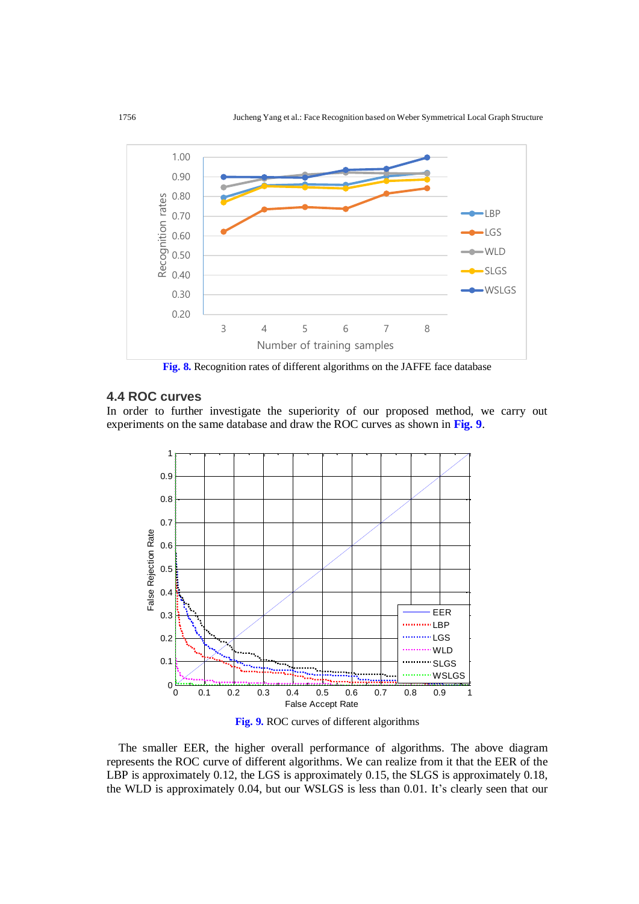Fig. 8. Recognition rates of different algorithms on the JAFFE face database

### 4.4 ROC curves

In order to further investigate the superiority of our proposed method, we carry out experiments on the same database and draw the ROC curves as shown in Fig. 9.

Fig. 9. ROC curves of different algorithms

The smaller EER, the higher overall performance of algorithms. The above diagram represents the ROC curve of different algorithms. We can realize from it that the EER of the LBP is approximately 0.12, the LGS is approximately 0.15, the SLGS is approximately 0.18, the WLD is approximately 0.04, but our WSLGS is less than 0.01. It's clearly seen that our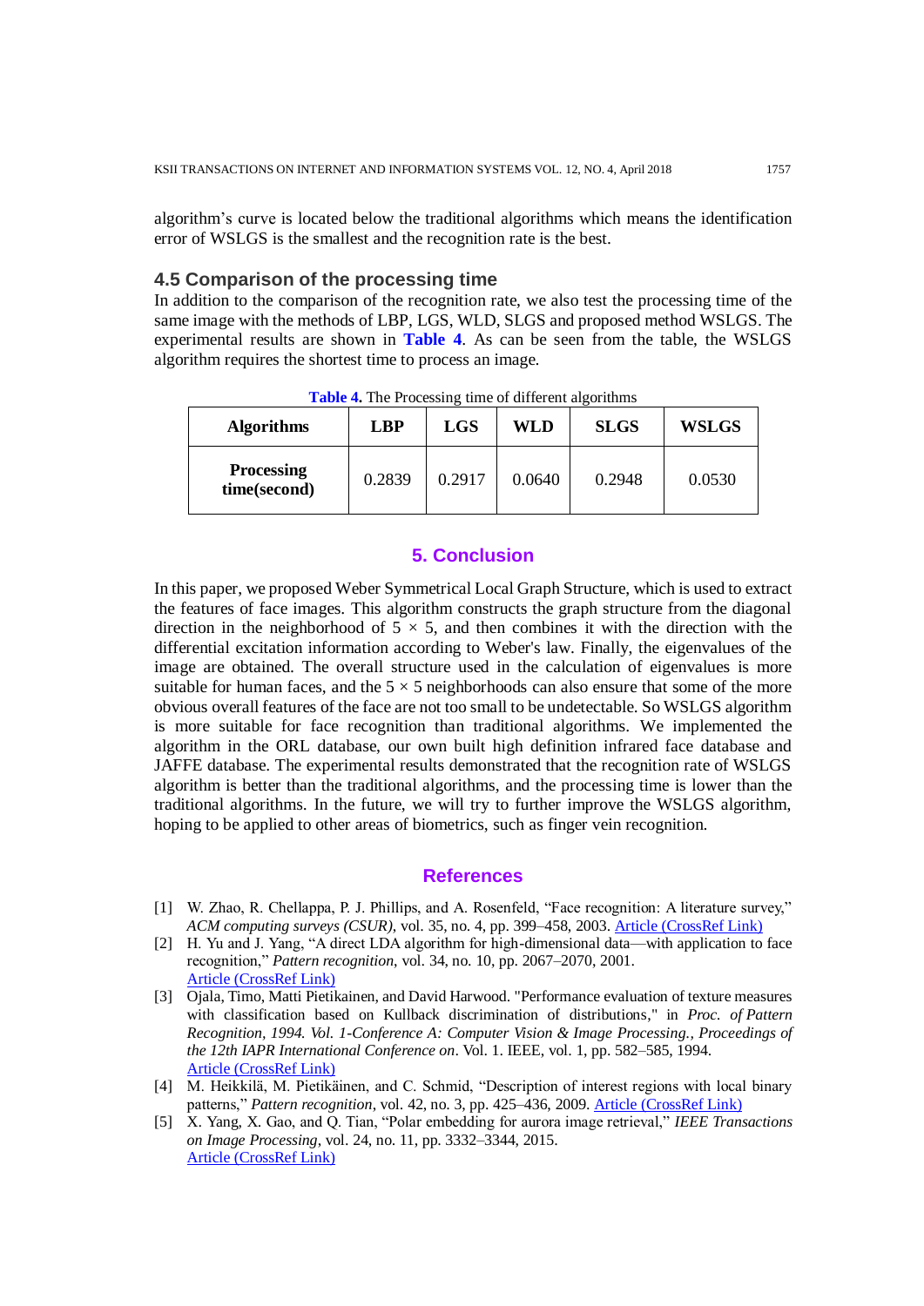algorithm's curve is located below the traditional algorithms which means the identification error of WSLGS is the smallest and the recognition rate is the best.

### 4.5 Comparison of the processing time

In addition to the comparison of the recognition rate, we also test the processing time of the same image with the methods of LBP, LGS, WLD, SLGS and proposed method WSLGS. The experimental results are shown in **Table 4**. As can be seen from the table, the WSLGS algorithm requires the shortest time to process an image.

**Table 4.** The Processing time of different algorithms

| Algorithms | LBP | LGS | WLD | SLGS | WSLGS |
|---|---|---|---|---|---|
| **Processing time(second)** | 0.2839 | 0.2917 | 0.0640 | 0.2948 | 0.0530 |

## 5. Conclusion

In this paper, we proposed Weber Symmetrical Local Graph Structure, which is used to extract the features of face images. This algorithm constructs the graph structure from the diagonal direction in the neighborhood of $5 \times 5$, and then combines it with the direction with the differential excitation information according to Weber's law. Finally, the eigenvalues of the image are obtained. The overall structure used in the calculation of eigenvalues is more suitable for human faces, and the $5 \times 5$ neighborhoods can also ensure that some of the more obvious overall features of the face are not too small to be undetectable. So WSLGS algorithm is more suitable for face recognition than traditional algorithms. We implemented the algorithm in the ORL database, our own built high definition infrared face database and JAFFE database. The experimental results demonstrated that the recognition rate of WSLGS algorithm is better than the traditional algorithms, and the processing time is lower than the traditional algorithms. In the future, we will try to further improve the WSLGS algorithm, hoping to be applied to other areas of biometrics, such as finger vein recognition.

## References

[1] W. Zhao, R. Chellappa, P. J. Phillips, and A. Rosenfeld, "Face recognition: A literature survey," *ACM computing surveys (CSUR)*, vol. 35, no. 4, pp. 399–458, 2003. Article (CrossRef Link)

[2] H. Yu and J. Yang, "A direct LDA algorithm for high-dimensional data—with application to face recognition," *Pattern recognition*, vol. 34, no. 10, pp. 2067–2070, 2001. Article (CrossRef Link)

[3] Ojala, Timo, Matti Pietikainen, and David Harwood. "Performance evaluation of texture measures with classification based on Kullback discrimination of distributions," in *Proc. of Pattern Recognition, 1994. Vol. 1-Conference A: Computer Vision & Image Processing., Proceedings of the 12th IAPR International Conference on*. Vol. 1. IEEE, vol. 1, pp. 582–585, 1994. Article (CrossRef Link)

[4] M. Heikkilä, M. Pietikäinen, and C. Schmid, "Description of interest regions with local binary patterns," *Pattern recognition*, vol. 42, no. 3, pp. 425–436, 2009. Article (CrossRef Link)

[5] X. Yang, X. Gao, and Q. Tian, "Polar embedding for aurora image retrieval," *IEEE Transactions on Image Processing*, vol. 24, no. 11, pp. 3332–3344, 2015. Article (CrossRef Link)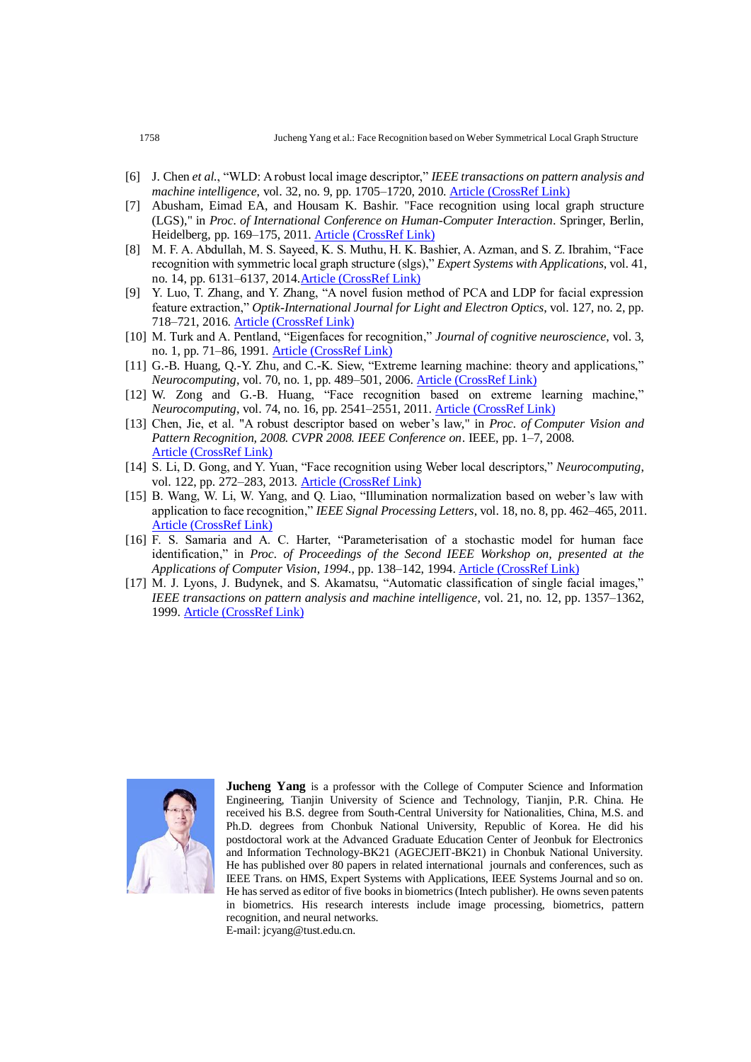[6] J. Chen *et al.*, "WLD: A robust local image descriptor," *IEEE transactions on pattern analysis and machine intelligence*, vol. 32, no. 9, pp. 1705–1720, 2010. Article (CrossRef Link)

[7] Abusham, Eimad EA, and Housam K. Bashir. "Face recognition using local graph structure (LGS)," in *Proc. of International Conference on Human-Computer Interaction*. Springer, Berlin, Heidelberg, pp. 169–175, 2011. Article (CrossRef Link)

[8] M. F. A. Abdullah, M. S. Sayeed, K. S. Muthu, H. K. Bashier, A. Azman, and S. Z. Ibrahim, "Face recognition with symmetric local graph structure (slgs)," *Expert Systems with Applications*, vol. 41, no. 14, pp. 6131–6137, 2014. Article (CrossRef Link)

[9] Y. Luo, T. Zhang, and Y. Zhang, "A novel fusion method of PCA and LDP for facial expression feature extraction," *Optik-International Journal for Light and Electron Optics*, vol. 127, no. 2, pp. 718–721, 2016. Article (CrossRef Link)

[10] M. Turk and A. Pentland, "Eigenfaces for recognition," *Journal of cognitive neuroscience*, vol. 3, no. 1, pp. 71–86, 1991. Article (CrossRef Link)

[11] G.-B. Huang, Q.-Y. Zhu, and C.-K. Siew, "Extreme learning machine: theory and applications," *Neurocomputing*, vol. 70, no. 1, pp. 489–501, 2006. Article (CrossRef Link)

[12] W. Zong and G.-B. Huang, "Face recognition based on extreme learning machine," *Neurocomputing*, vol. 74, no. 16, pp. 2541–2551, 2011. Article (CrossRef Link)

[13] Chen, Jie, et al. "A robust descriptor based on weber's law," in *Proc. of Computer Vision and Pattern Recognition, 2008. CVPR 2008. IEEE Conference on*. IEEE, pp. 1–7, 2008. Article (CrossRef Link)

[14] S. Li, D. Gong, and Y. Yuan, "Face recognition using Weber local descriptors," *Neurocomputing*, vol. 122, pp. 272–283, 2013. Article (CrossRef Link)

[15] B. Wang, W. Li, W. Yang, and Q. Liao, "Illumination normalization based on weber's law with application to face recognition," *IEEE Signal Processing Letters*, vol. 18, no. 8, pp. 462–465, 2011. Article (CrossRef Link)

[16] F. S. Samaria and A. C. Harter, "Parameterisation of a stochastic model for human face identification," in *Proc. of Proceedings of the Second IEEE Workshop on, presented at the Applications of Computer Vision, 1994.*, pp. 138–142, 1994. Article (CrossRef Link)

[17] M. J. Lyons, J. Budynek, and S. Akamatsu, "Automatic classification of single facial images," *IEEE transactions on pattern analysis and machine intelligence*, vol. 21, no. 12, pp. 1357–1362, 1999. Article (CrossRef Link)

**Jucheng Yang** is a professor with the College of Computer Science and Information Engineering, Tianjin University of Science and Technology, Tianjin, P.R. China. He received his B.S. degree from South-Central University for Nationalities, China, M.S. and Ph.D. degrees from Chonbuk National University, Republic of Korea. He did his postdoctoral work at the Advanced Graduate Education Center of Jeonbuk for Electronics and Information Technology-BK21 (AGECJEIT-BK21) in Chonbuk National University. He has published over 80 papers in related international journals and conferences, such as IEEE Trans. on HMS, Expert Systems with Applications, IEEE Systems Journal and so on. He has served as editor of five books in biometrics (Intech publisher). He owns seven patents in biometrics. His research interests include image processing, biometrics, pattern recognition, and neural networks.
E-mail: jcyang@tust.edu.cn.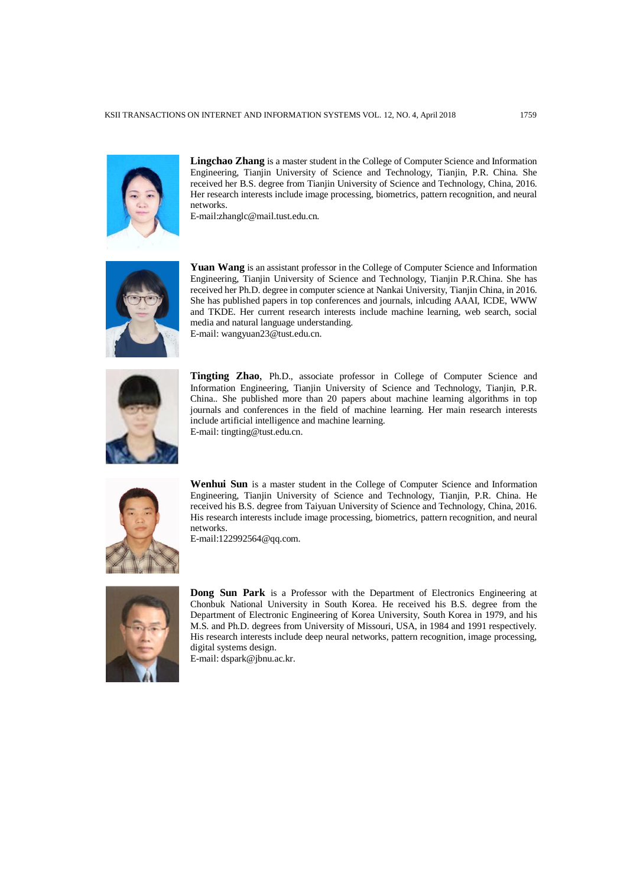**Lingchao Zhang** is a master student in the College of Computer Science and Information Engineering, Tianjin University of Science and Technology, Tianjin, P.R. China. She received her B.S. degree from Tianjin University of Science and Technology, China, 2016. Her research interests include image processing, biometrics, pattern recognition, and neural networks.
E-mail:zhanglc@mail.tust.edu.cn.

**Yuan Wang** is an assistant professor in the College of Computer Science and Information Engineering, Tianjin University of Science and Technology, Tianjin P.R.China. She has received her Ph.D. degree in computer science at Nankai University, Tianjin China, in 2016. She has published papers in top conferences and journals, inlcuding AAAI, ICDE, WWW and TKDE. Her current research interests include machine learning, web search, social media and natural language understanding.
E-mail: wangyuan23@tust.edu.cn.

**Tingting Zhao**, Ph.D., associate professor in College of Computer Science and Information Engineering, Tianjin University of Science and Technology, Tianjin, P.R. China.. She published more than 20 papers about machine learning algorithms in top journals and conferences in the field of machine learning. Her main research interests include artificial intelligence and machine learning.
E-mail: tingting@tust.edu.cn.

**Wenhui Sun** is a master student in the College of Computer Science and Information Engineering, Tianjin University of Science and Technology, Tianjin, P.R. China. He received his B.S. degree from Taiyuan University of Science and Technology, China, 2016. His research interests include image processing, biometrics, pattern recognition, and neural networks.
E-mail:122992564@qq.com.

**Dong Sun Park** is a Professor with the Department of Electronics Engineering at Chonbuk National University in South Korea. He received his B.S. degree from the Department of Electronic Engineering of Korea University, South Korea in 1979, and his M.S. and Ph.D. degrees from University of Missouri, USA, in 1984 and 1991 respectively. His research interests include deep neural networks, pattern recognition, image processing, digital systems design.
E-mail: dspark@jbnu.ac.kr.